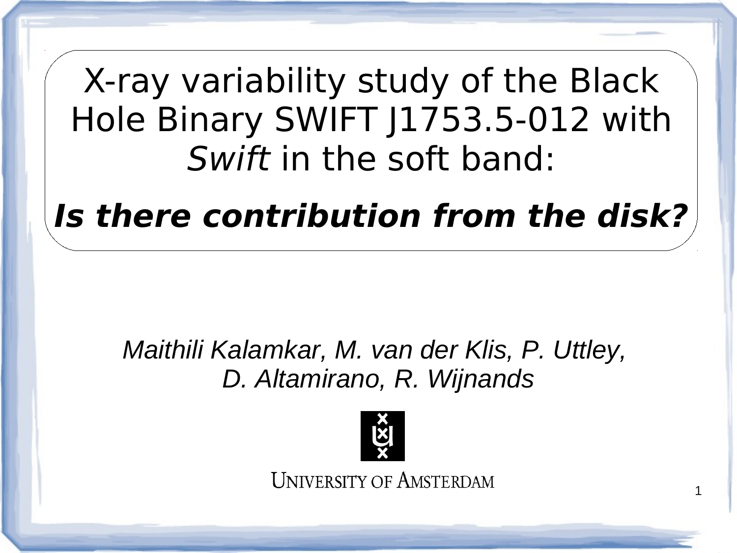# X-ray variability study of the Black Hole Binary SWIFT J1753.5-012 with *Swift* in the soft band:

## ***Is there contribution from the disk?***

*Maithili Kalamkar, M. van der Klis, P. Uttley, D. Altamirano, R. Wijnands*

UNIVERSITY OF AMSTERDAM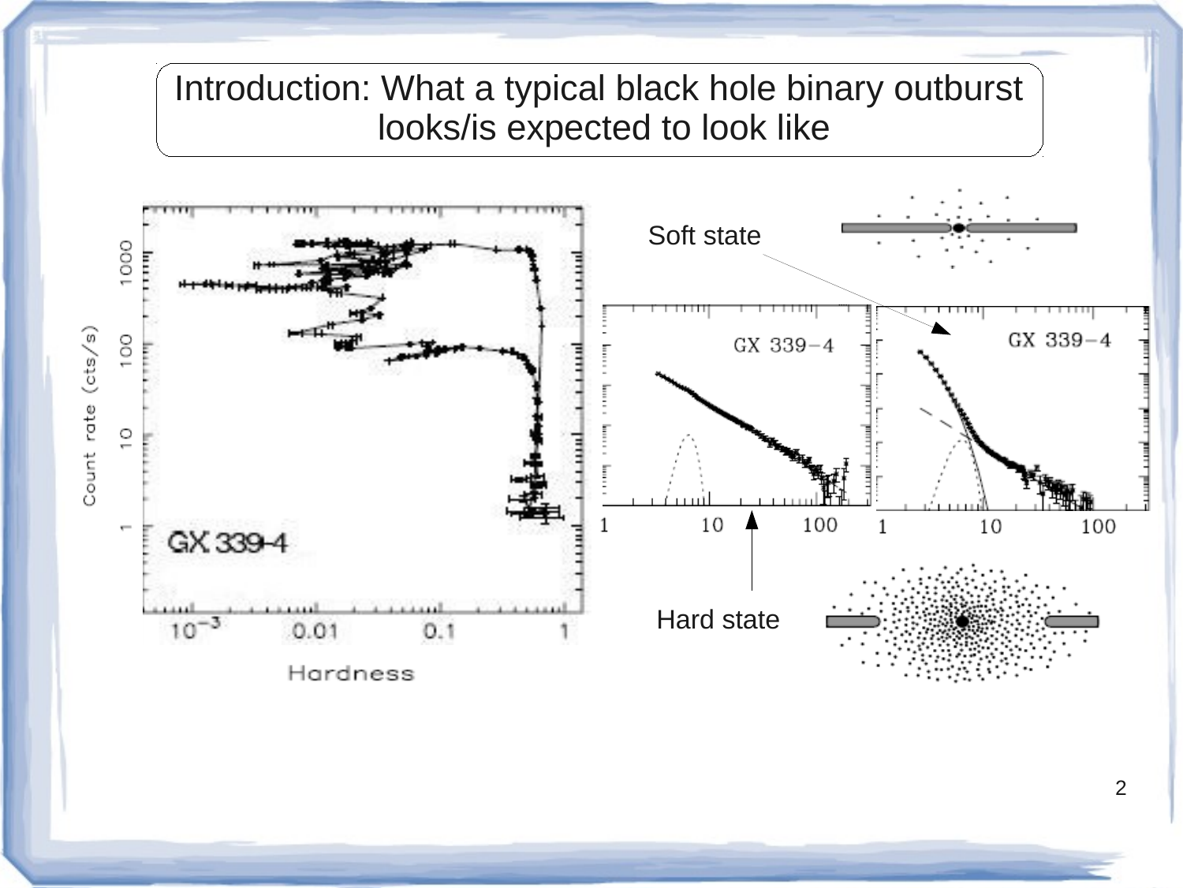# Introduction: What a typical black hole binary outburst looks/is expected to look like

Soft state

Hard state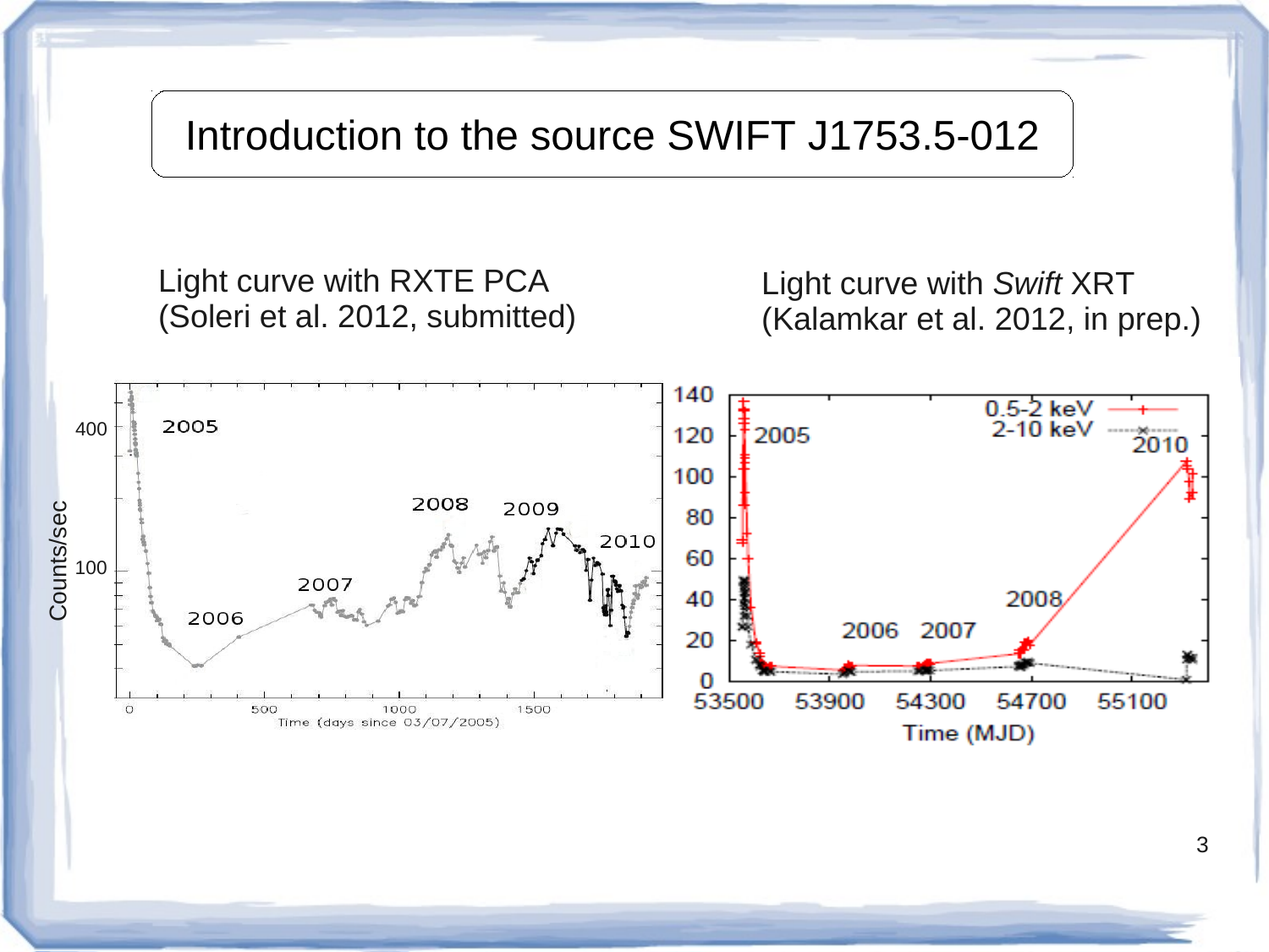# Introduction to the source SWIFT J1753.5-012

Light curve with RXTE PCA
(Soleri et al. 2012, submitted)

Light curve with *Swift* XRT
(Kalamkar et al. 2012, in prep.)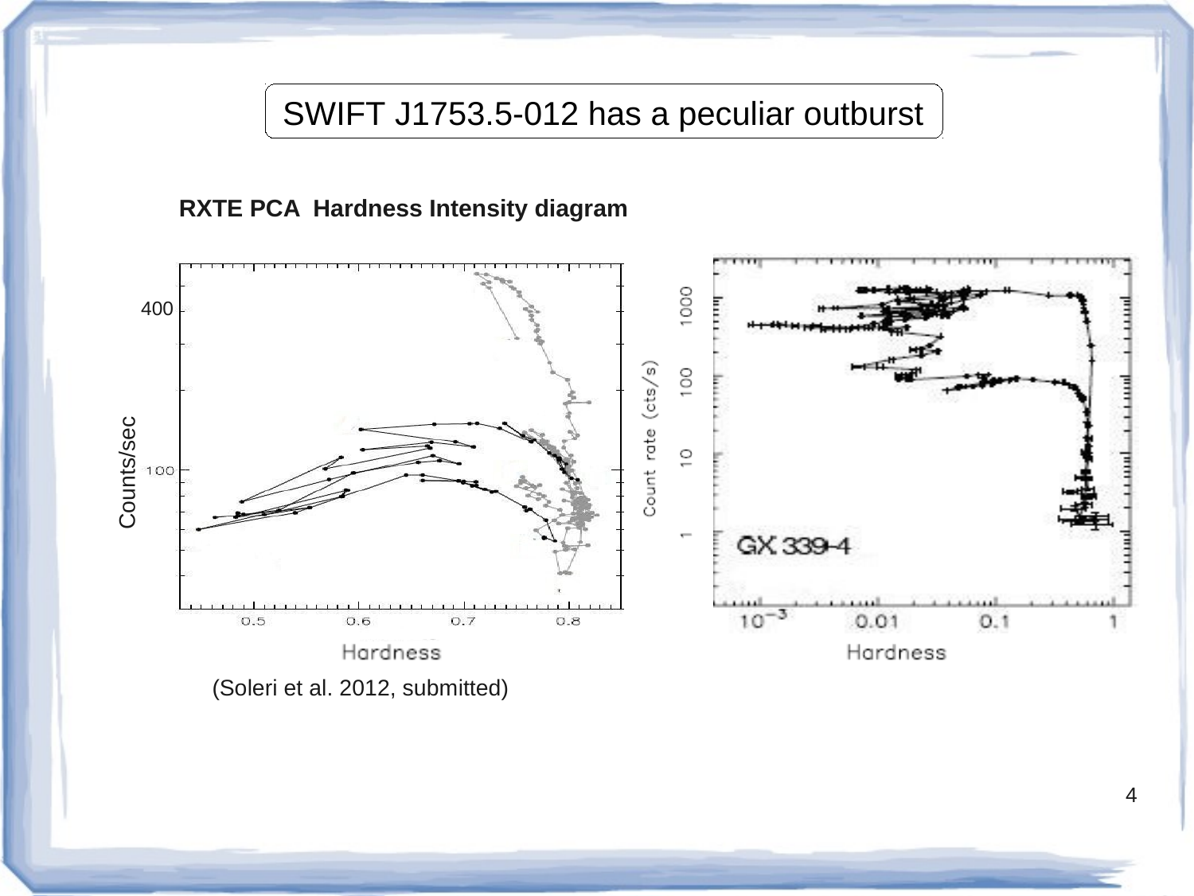# SWIFT J1753.5-012 has a peculiar outburst

**RXTE PCA Hardness Intensity diagram**

(Soleri et al. 2012, submitted)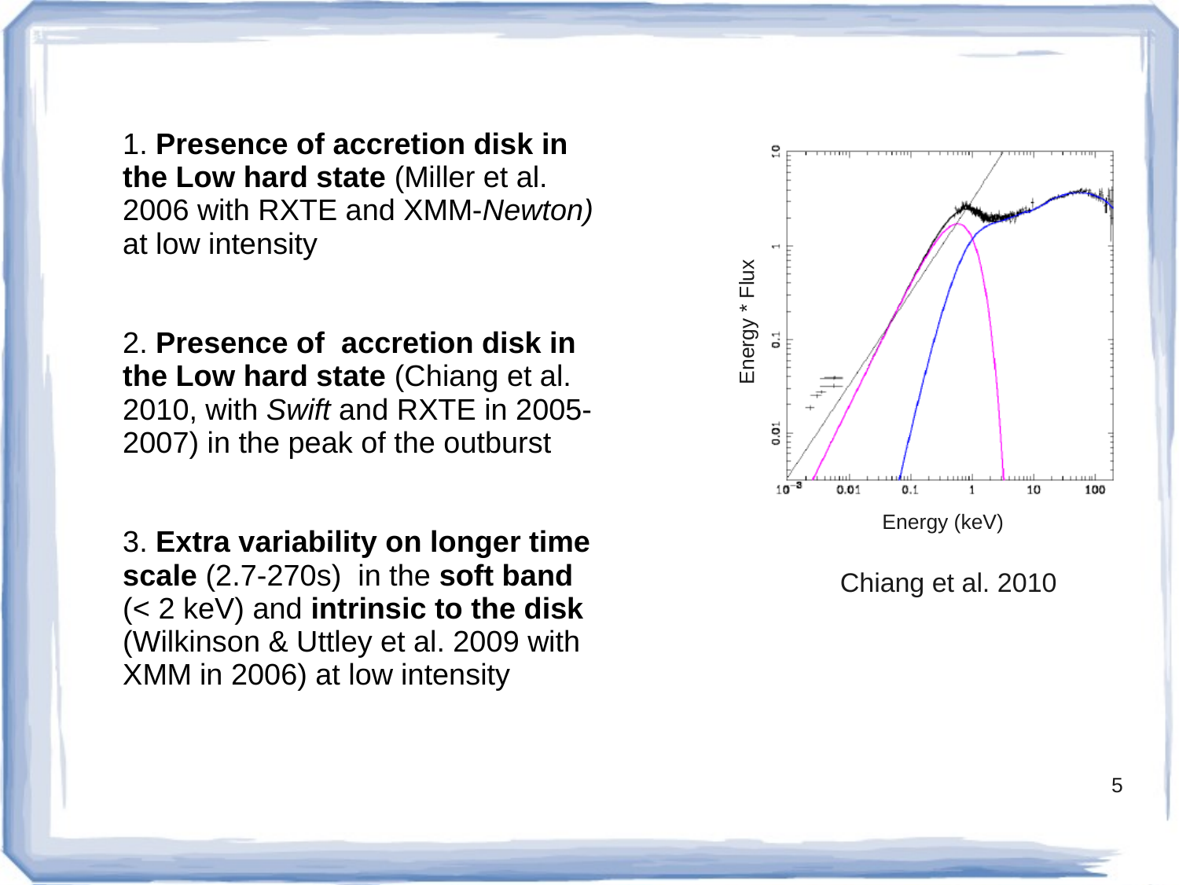1. **Presence of accretion disk in the Low hard state** (Miller et al. 2006 with RXTE and XMM-*Newton)* at low intensity

2. **Presence of accretion disk in the Low hard state** (Chiang et al. 2010, with *Swift* and RXTE in 2005-2007) in the peak of the outburst

3. **Extra variability on longer time scale** (2.7-270s) in the **soft band** (< 2 keV) and **intrinsic to the disk** (Wilkinson & Uttley et al. 2009 with XMM in 2006) at low intensity

Energy * Flux

Energy (keV)

Chiang et al. 2010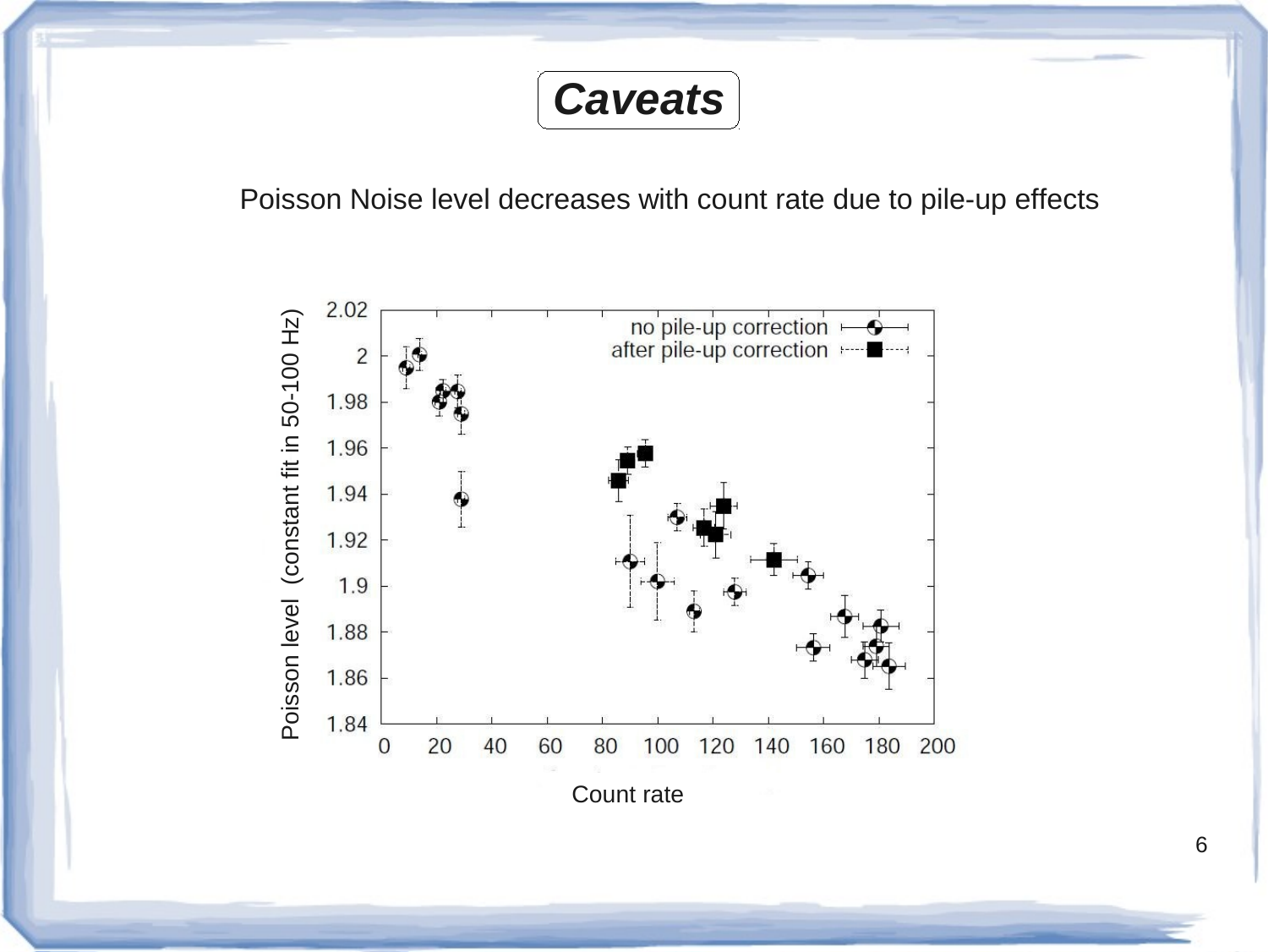# Caveats

Poisson Noise level decreases with count rate due to pile-up effects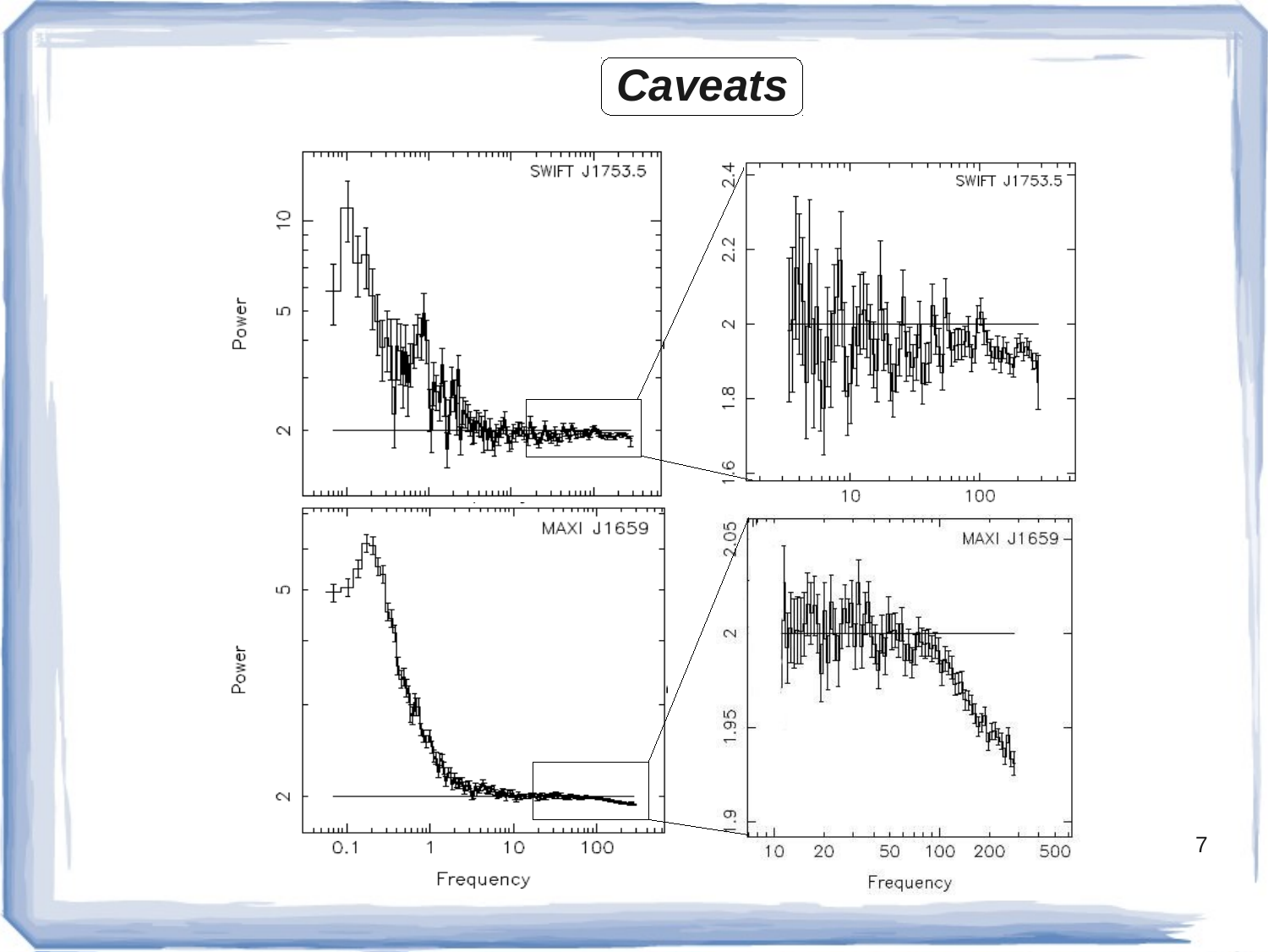# Caveats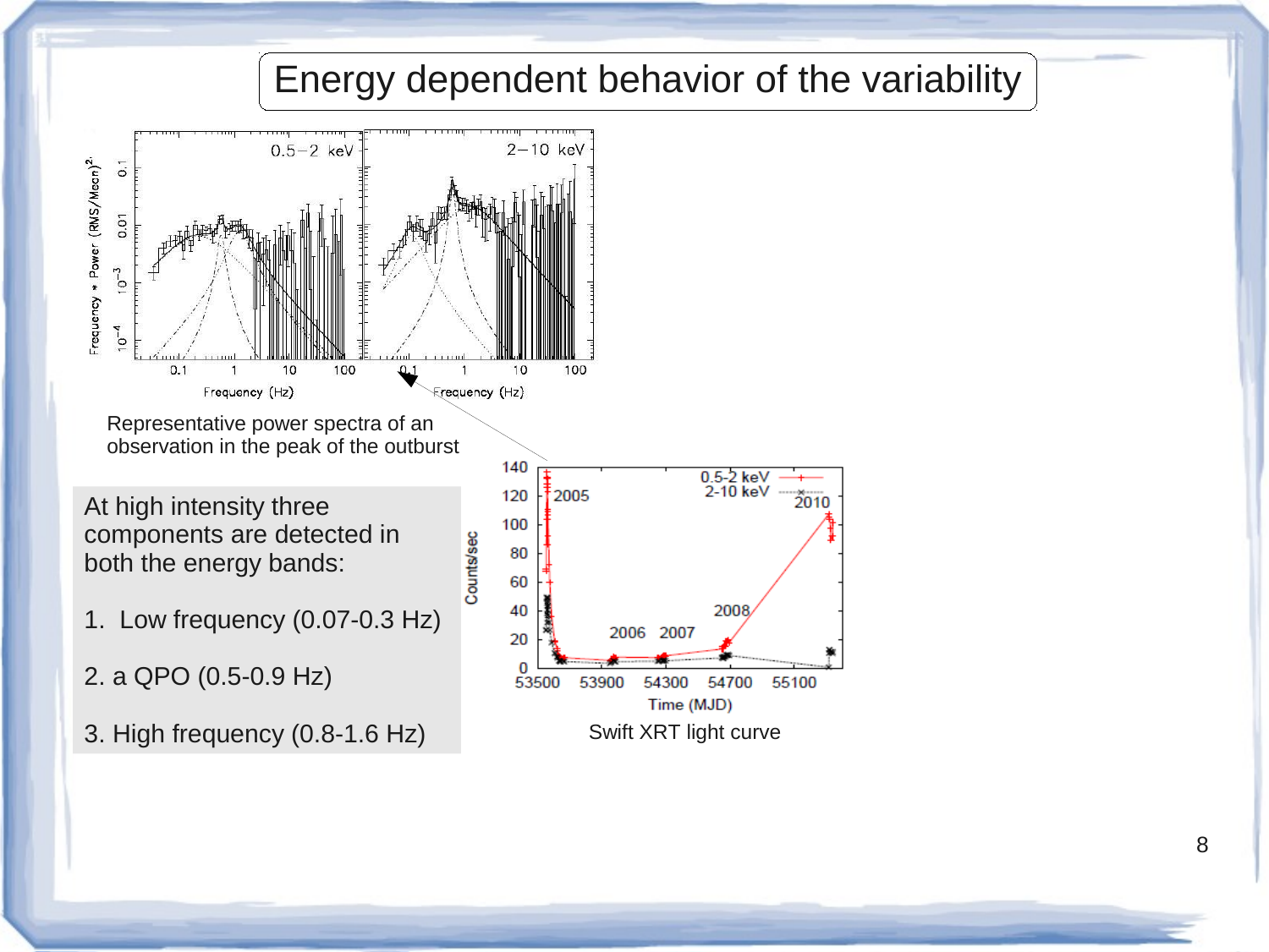# Energy dependent behavior of the variability

Representative power spectra of an observation in the peak of the outburst

At high intensity three components are detected in both the energy bands:

1. Low frequency (0.07-0.3 Hz)

2. a QPO (0.5-0.9 Hz)

3. High frequency (0.8-1.6 Hz)

Swift XRT light curve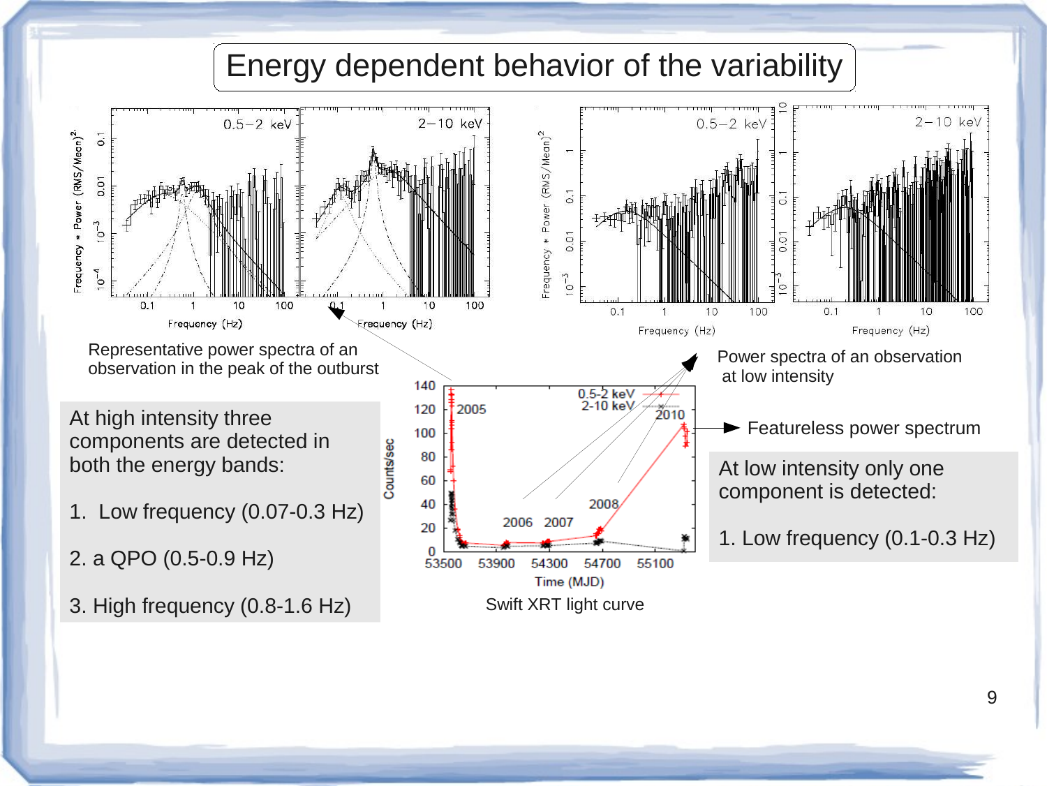# Energy dependent behavior of the variability

Representative power spectra of an observation in the peak of the outburst

At high intensity three components are detected in both the energy bands:

1. Low frequency (0.07-0.3 Hz)
2. a QPO (0.5-0.9 Hz)
3. High frequency (0.8-1.6 Hz)

Swift XRT light curve

Power spectra of an observation at low intensity

Featureless power spectrum

At low intensity only one component is detected:

1. Low frequency (0.1-0.3 Hz)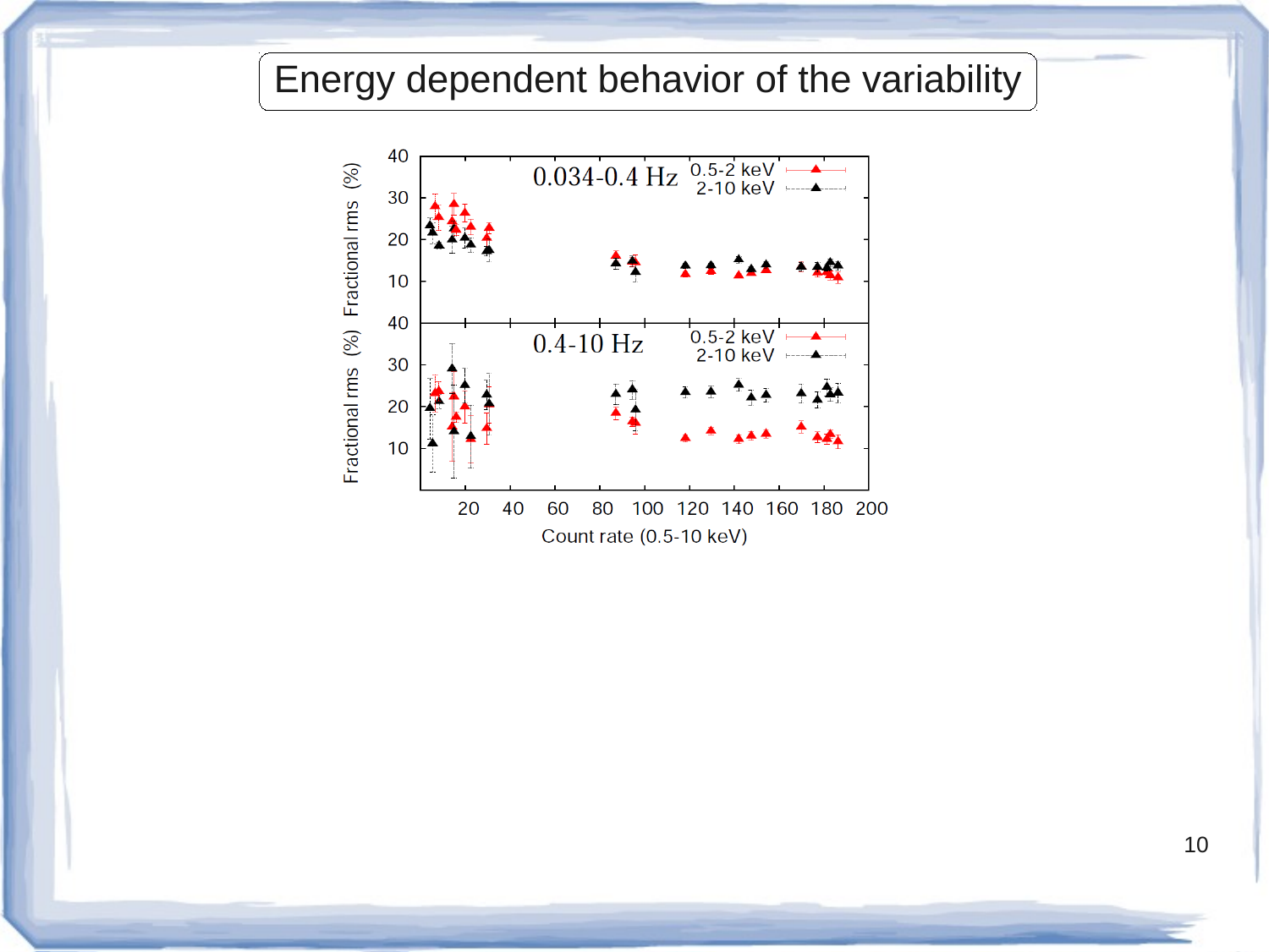# Energy dependent behavior of the variability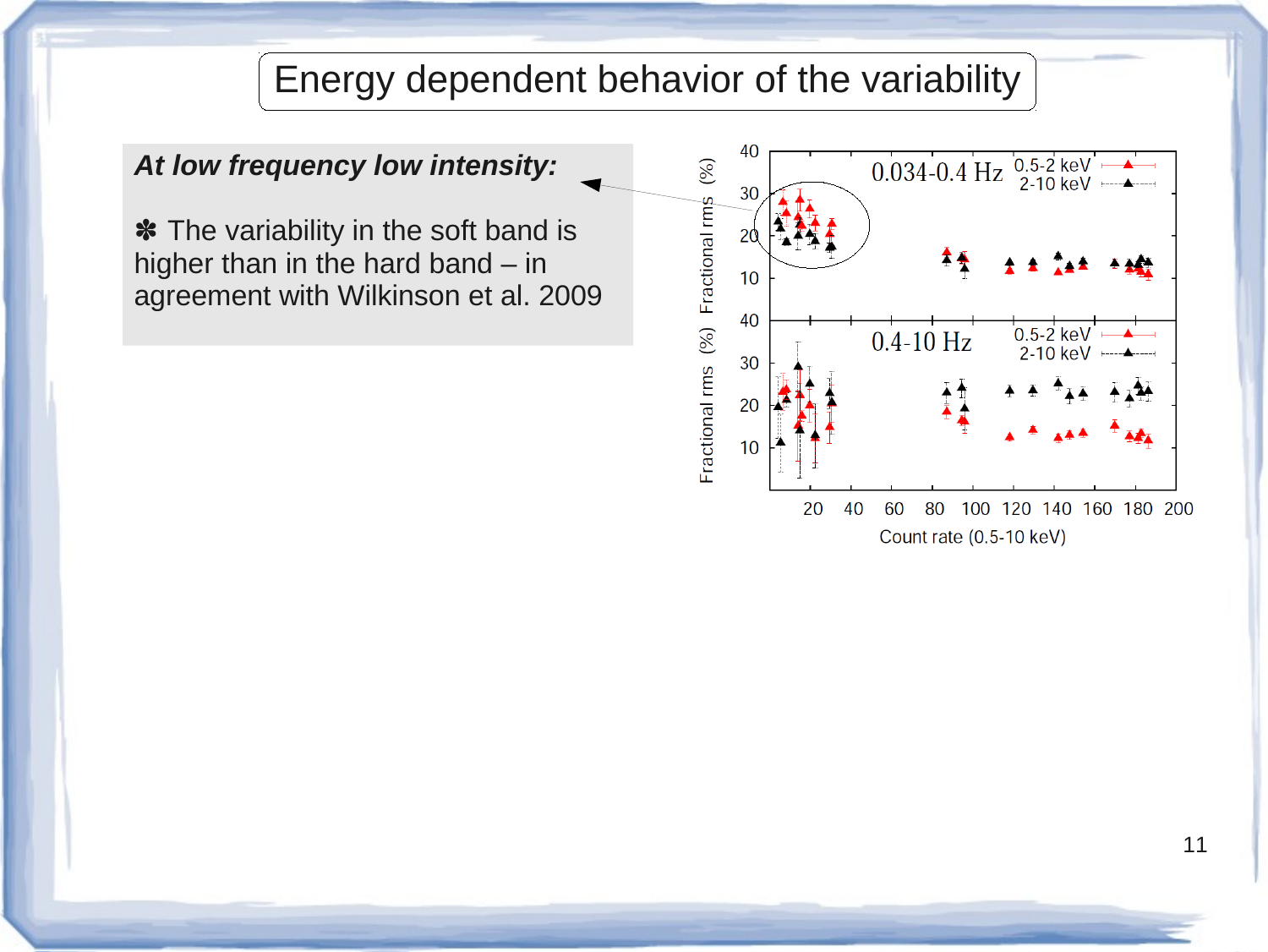# Energy dependent behavior of the variability

***At low frequency low intensity:***

✽ The variability in the soft band is higher than in the hard band – in agreement with Wilkinson et al. 2009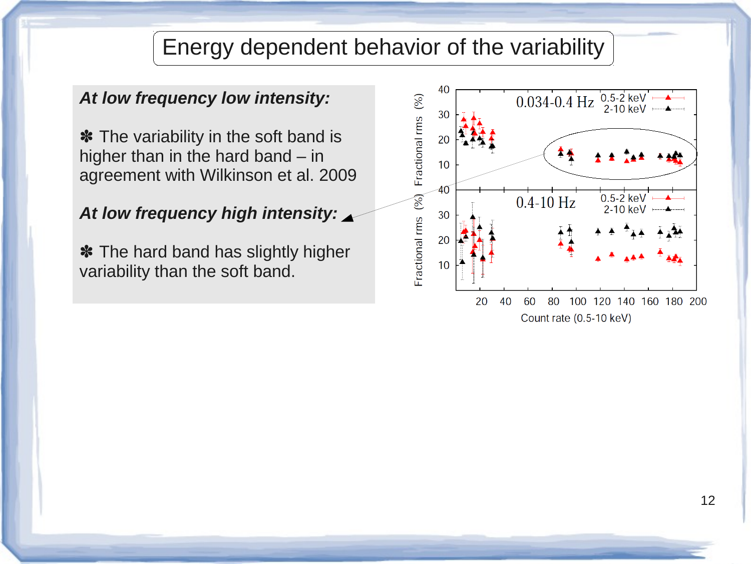# Energy dependent behavior of the variability

***At low frequency low intensity:***

✽ The variability in the soft band is higher than in the hard band – in agreement with Wilkinson et al. 2009

***At low frequency high intensity:***

✽ The hard band has slightly higher variability than the soft band.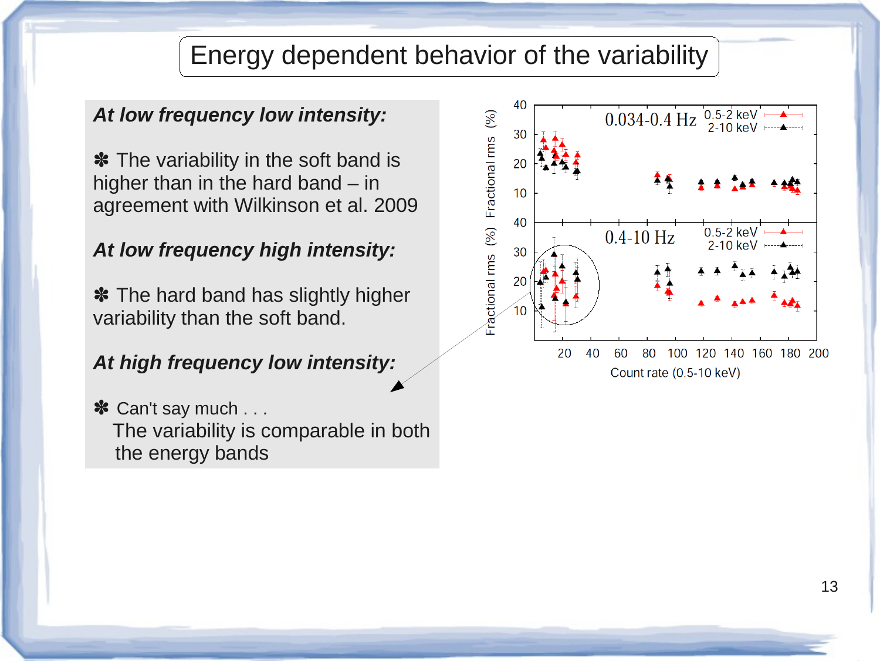# Energy dependent behavior of the variability

***At low frequency low intensity:***

✽ The variability in the soft band is higher than in the hard band – in agreement with Wilkinson et al. 2009

***At low frequency high intensity:***

✽ The hard band has slightly higher variability than the soft band.

***At high frequency low intensity:***

✽ Can't say much . . .
The variability is comparable in both the energy bands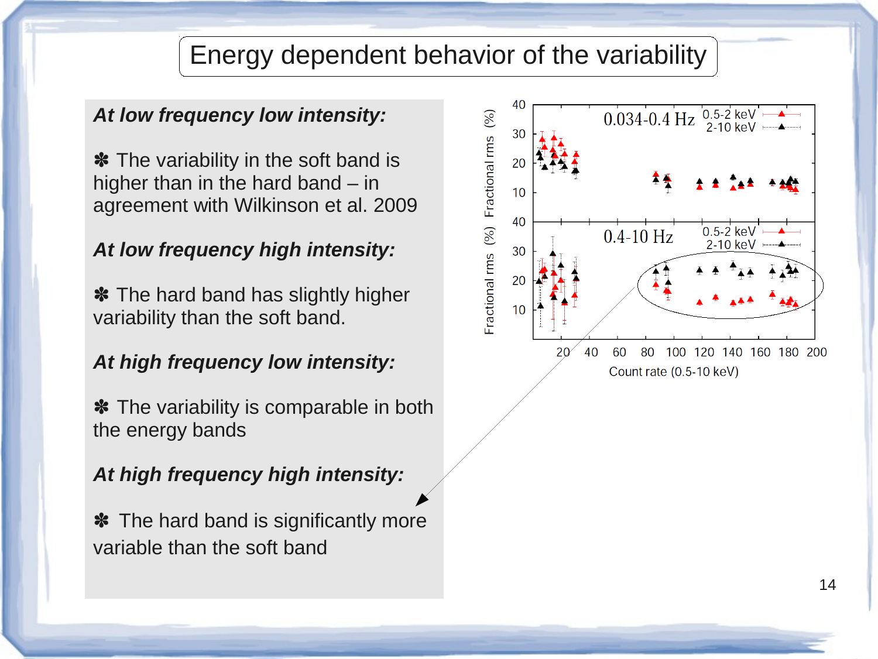# Energy dependent behavior of the variability

***At low frequency low intensity:***

✽ The variability in the soft band is higher than in the hard band – in agreement with Wilkinson et al. 2009

***At low frequency high intensity:***

✽ The hard band has slightly higher variability than the soft band.

***At high frequency low intensity:***

✽ The variability is comparable in both the energy bands

***At high frequency high intensity:***

✽ The hard band is significantly more variable than the soft band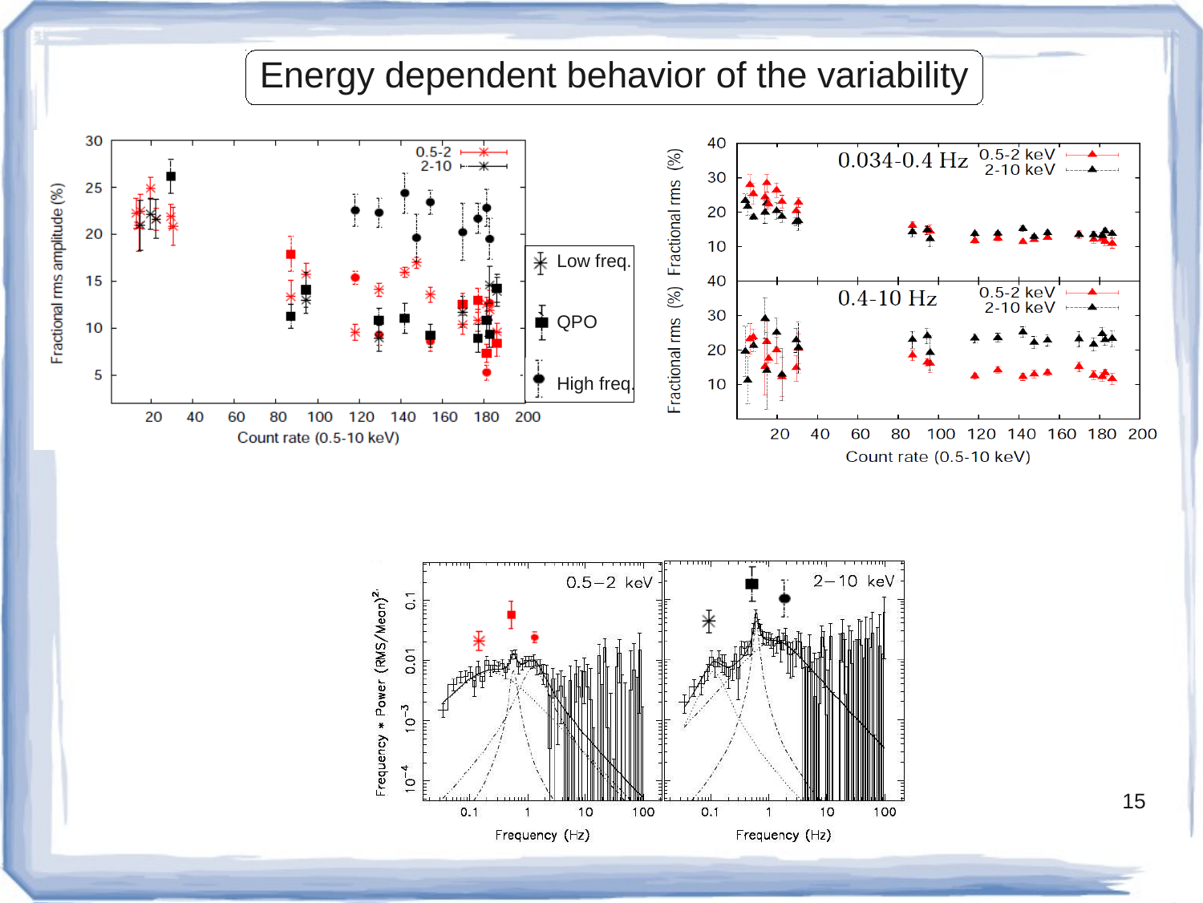# Energy dependent behavior of the variability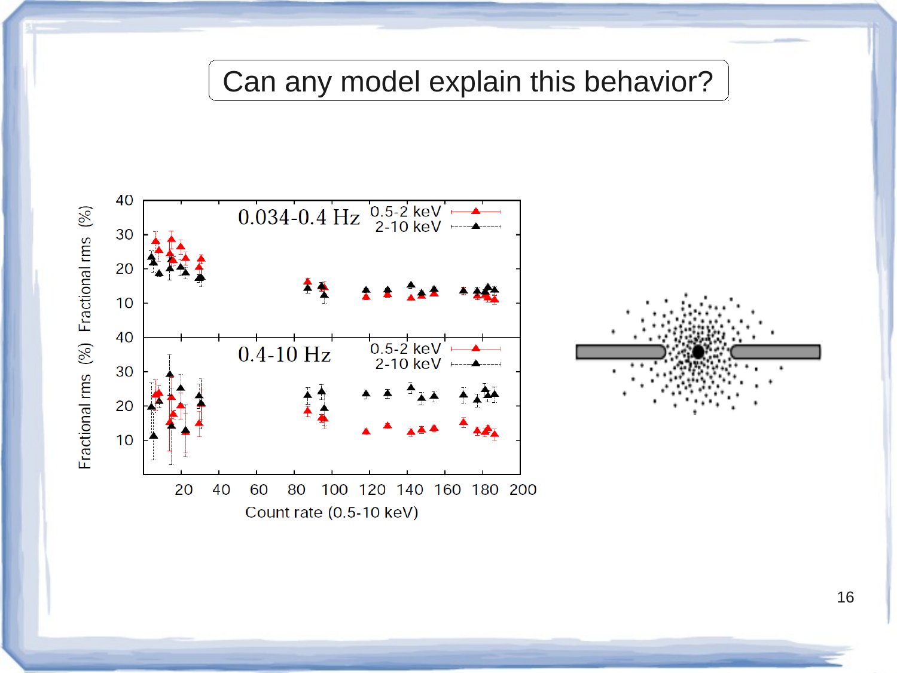# Can any model explain this behavior?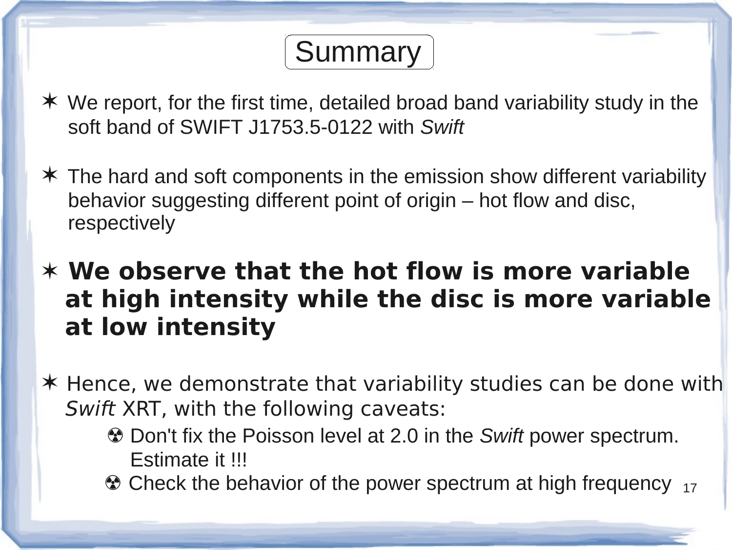# Summary

- We report, for the first time, detailed broad band variability study in the soft band of SWIFT J1753.5-0122 with *Swift*

- The hard and soft components in the emission show different variability behavior suggesting different point of origin – hot flow and disc, respectively

- **We observe that the hot flow is more variable at high intensity while the disc is more variable at low intensity**

- Hence, we demonstrate that variability studies can be done with *Swift* XRT, with the following caveats:
  - Don't fix the Poisson level at 2.0 in the *Swift* power spectrum. Estimate it !!!
  - Check the behavior of the power spectrum at high frequency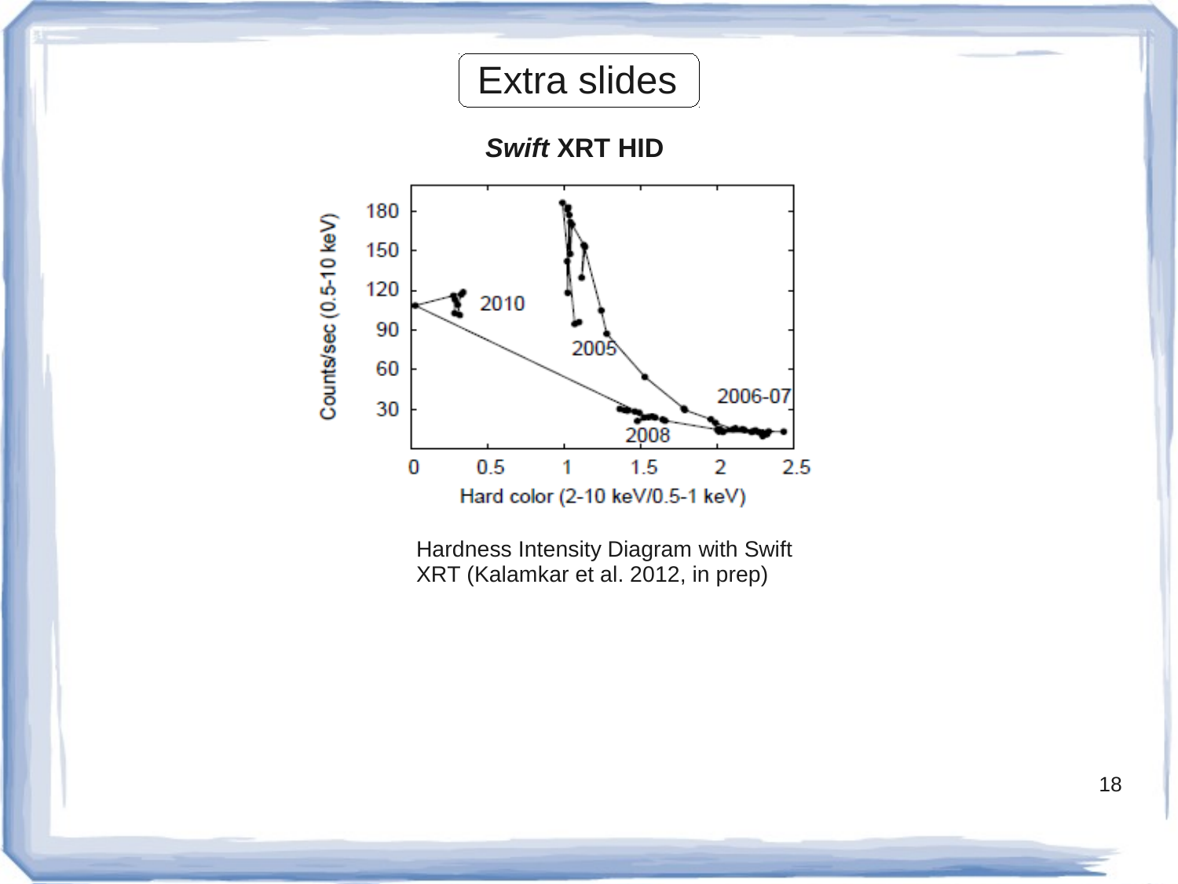# Extra slides

## *Swift* XRT HID

Counts/sec (0.5-10 keV)

180

150

120

90

60

30

0

0.5

1

1.5

2

2.5

Hard color (2-10 keV/0.5-1 keV)

2010

2005

2006-07

2008

Hardness Intensity Diagram with Swift XRT (Kalamkar et al. 2012, in prep)